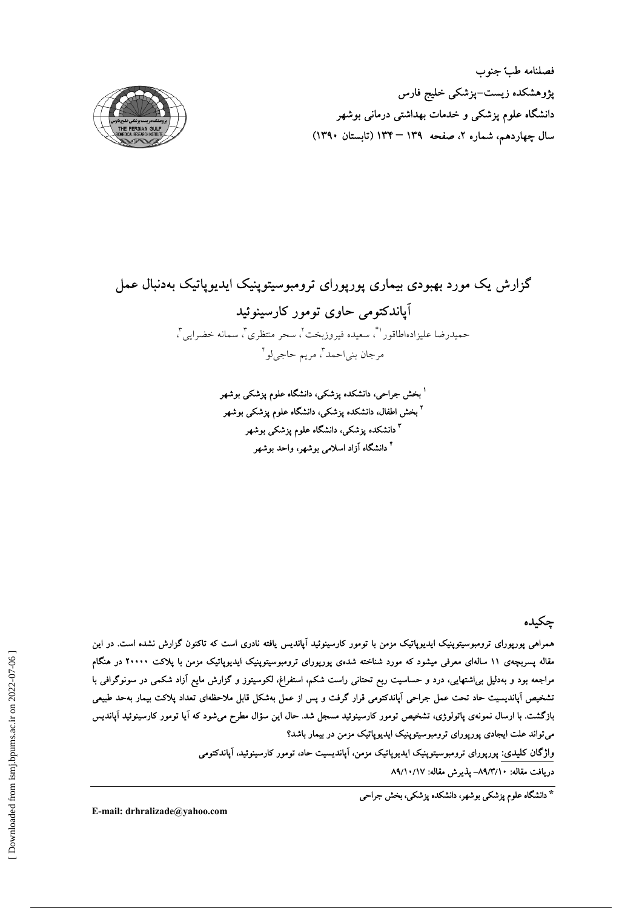فصلنامه طبّ جنوب
پژوهشکده زیست-پزشکی خلیج فارس
دانشگاه علوم پزشکی و خدمات بهداشتی درمانی بوشهر
سال چهاردهم، شماره ۲، صفحه ۱۳۹ – ۱۳۴ (تابستان ۱۳۹۰)

# گزارش یک مورد بهبودی بیماری پورپورای ترومبوسیتوپنیک ایدیوپاتیک به‌دنبال عمل آپاندکتومی حاوی تومور کارسینوئید

حمیدرضا علیزاده‌اطاقور[1*]، سعیده فیروزبخت[2]، سحر منتظری[3]، سمانه خضرایی[3]، مرجان بنی‌احمد[3]، مریم حاجی‌لو[4]

[1] بخش جراحی، دانشکده پزشکی، دانشگاه علوم پزشکی بوشهر
[2] بخش اطفال، دانشکده پزشکی، دانشگاه علوم پزشکی بوشهر
[3] دانشکده پزشکی، دانشگاه علوم پزشکی بوشهر
[4] دانشگاه آزاد اسلامی بوشهر، واحد بوشهر

## چکیده

همراهی پورپورای ترومبوسیتوپنیک ایدیوپاتیک مزمن با تومور کارسینوئید آپاندیس یافته نادری است که تاکنون گزارش نشده است. در این مقاله پسربچه‌ی ۱۱ ساله‌ای معرفی می‌شود که مورد شناخته شده‌ی پورپورای ترومبوسیتوپنیک ایدیوپاتیک مزمن با پلاکت ۲۰۰۰۰ در هنگام مراجعه بود و به‌دلیل بی‌اشتهایی، درد و حساسیت ربع تحتانی راست شکم، استفراغ، لکوسیتوز و گزارش مایع آزاد شکمی در سونوگرافی با تشخیص آپاندیسیت حاد تحت عمل جراحی آپاندکتومی قرار گرفت و پس از عمل به‌شکل قابل ملاحظه‌ای تعداد پلاکت بیمار به‌حد طبیعی بازگشت. با ارسال نمونه‌ی پاتولوژی، تشخیص تومور کارسینوئید مسجل شد. حال این سؤال مطرح می‌شود که آیا تومور کارسینوئید آپاندیس می‌تواند علت ایجادی پورپورای ترومبوسیتوپنیک ایدیوپاتیک مزمن در بیمار باشد؟

واژگان کلیدی: پورپورای ترومبوسیتوپنیک ایدیوپاتیک مزمن، آپاندیسیت حاد، تومور کارسینوئید، آپاندکتومی

دریافت مقاله: ۸۹/۳/۱۰– پذیرش مقاله: ۸۹/۱۰/۱۷

\* دانشگاه علوم پزشکی بوشهر، دانشکده پزشکی، بخش جراحی

E-mail: drhralizade@yahoo.com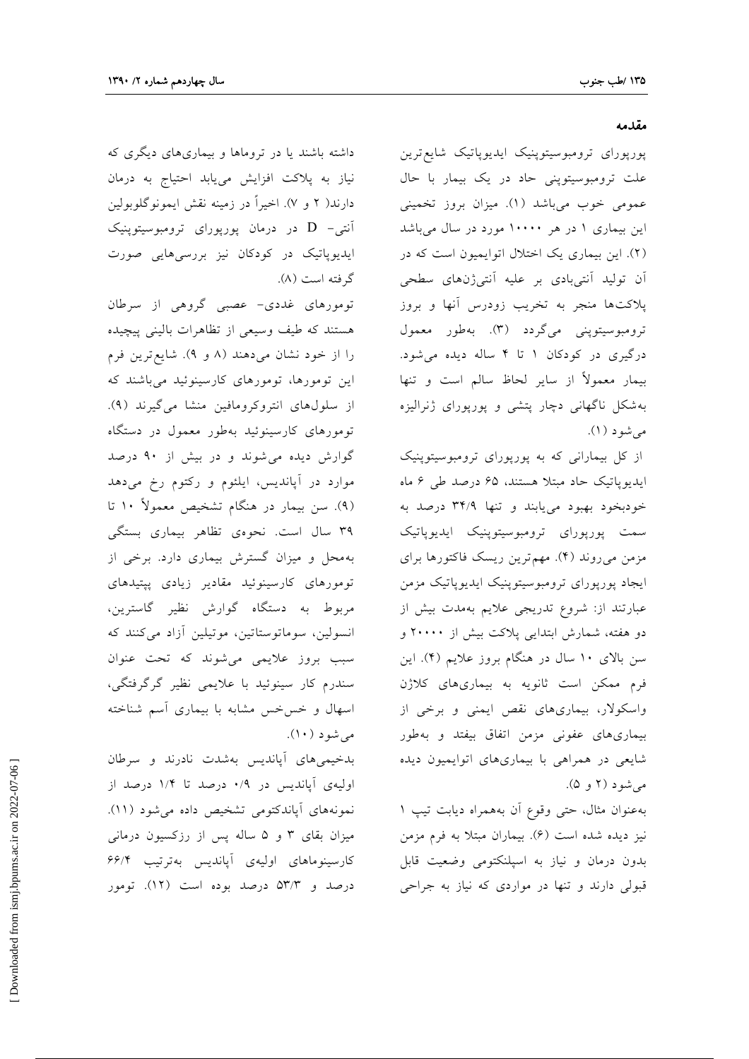## مقدمه

پورپورای ترومبوسیتوپنیک ایدیوپاتیک شایع‌ترین علت ترومبوسیتوپنی حاد در یک بیمار با حال عمومی خوب می‌باشد (۱). میزان بروز تخمینی این بیماری ۱ در هر ۱۰۰۰۰ مورد در سال می‌باشد (۲). این بیماری یک اختلال اتوایمیون است که در آن تولید آنتی‌بادی بر علیه آنتی‌ژن‌های سطحی پلاکت‌ها منجر به تخریب زودرس آنها و بروز ترومبوسیتوپنی می‌گردد (۳). به‌طور معمول درگیری در کودکان ۱ تا ۴ ساله دیده می‌شود. بیمار معمولاً از سایر لحاظ سالم است و تنها به‌شکل ناگهانی دچار پتشی و پورپورای ژنرالیزه می‌شود (۱).

از کل بیمارانی که به پورپورای ترومبوسیتوپنیک ایدیوپاتیک حاد مبتلا هستند، ۶۵ درصد طی ۶ ماه خودبخود بهبود می‌یابند و تنها ۳۴/۹ درصد به سمت پورپورای ترومبوسیتوپنیک ایدیوپاتیک مزمن می‌روند (۴). مهم‌ترین ریسک فاکتورها برای ایجاد پورپورای ترومبوسیتوپنیک ایدیوپاتیک مزمن عبارتند از: شروع تدریجی علایم به‌مدت بیش از دو هفته، شمارش ابتدایی پلاکت بیش از ۲۰۰۰۰ و سن بالای ۱۰ سال در هنگام بروز علایم (۴). این فرم ممکن است ثانویه به بیماری‌های کلاژن واسکولار، بیماری‌های نقص ایمنی و برخی از بیماری‌های عفونی مزمن اتفاق بیفتد و به‌طور شایعی در همراهی با بیماری‌های اتوایمیون دیده می‌شود (۲ و ۵).

به‌عنوان مثال، حتی وقوع آن به‌همراه دیابت تیپ ۱ نیز دیده شده است (۶). بیماران مبتلا به فرم مزمن بدون درمان و نیاز به اسپلنکتومی وضعیت قابل قبولی دارند و تنها در مواردی که نیاز به جراحی داشته باشند یا در تروماها و بیماری‌های دیگری که نیاز به پلاکت افزایش می‌یابد احتیاج به درمان دارند( ۲ و ۷). اخیراً در زمینه نقش ایمونوگلوبولین آنتی- D در درمان پورپورای ترومبوسیتوپنیک ایدیوپاتیک در کودکان نیز بررسی‌هایی صورت گرفته است (۸).

تومورهای غددی- عصبی گروهی از سرطان هستند که طیف وسیعی از تظاهرات بالینی پیچیده را از خود نشان می‌دهند (۸ و ۹). شایع‌ترین فرم این تومورها، تومورهای کارسینوئید می‌باشند که از سلول‌های انتروکرومافین منشا می‌گیرند (۹). تومورهای کارسینوئید به‌طور معمول در دستگاه گوارش دیده می‌شوند و در بیش از ۹۰ درصد موارد در آپاندیس، ایلئوم و رکتوم رخ می‌دهد (۹). سن بیمار در هنگام تشخیص معمولاً ۱۰ تا ۳۹ سال است. نحوه‌ی تظاهر بیماری بستگی به‌محل و میزان گسترش بیماری دارد. برخی از تومورهای کارسینوئید مقادیر زیادی پپتیدهای مربوط به دستگاه گوارش نظیر گاسترین، انسولین، سوماتوستاتین، موتیلین آزاد می‌کنند که سبب بروز علایمی می‌شوند که تحت عنوان سندرم کار سینوئید با علایمی نظیر گرگرفتگی، اسهال و خس‌خس مشابه با بیماری آسم شناخته می‌شود (۱۰).

بدخیمی‌های آپاندیس به‌شدت نادرند و سرطان اولیه‌ی آپاندیس در ۰/۹ درصد تا ۱/۴ درصد از نمونه‌های آپاندکتومی تشخیص داده می‌شود (۱۱). میزان بقای ۳ و ۵ ساله پس از رزکسیون درمانی کارسینوماهای اولیه‌ی آپاندیس به‌ترتیب ۶۶/۴ درصد و ۵۳/۳ درصد بوده است (۱۲). تومور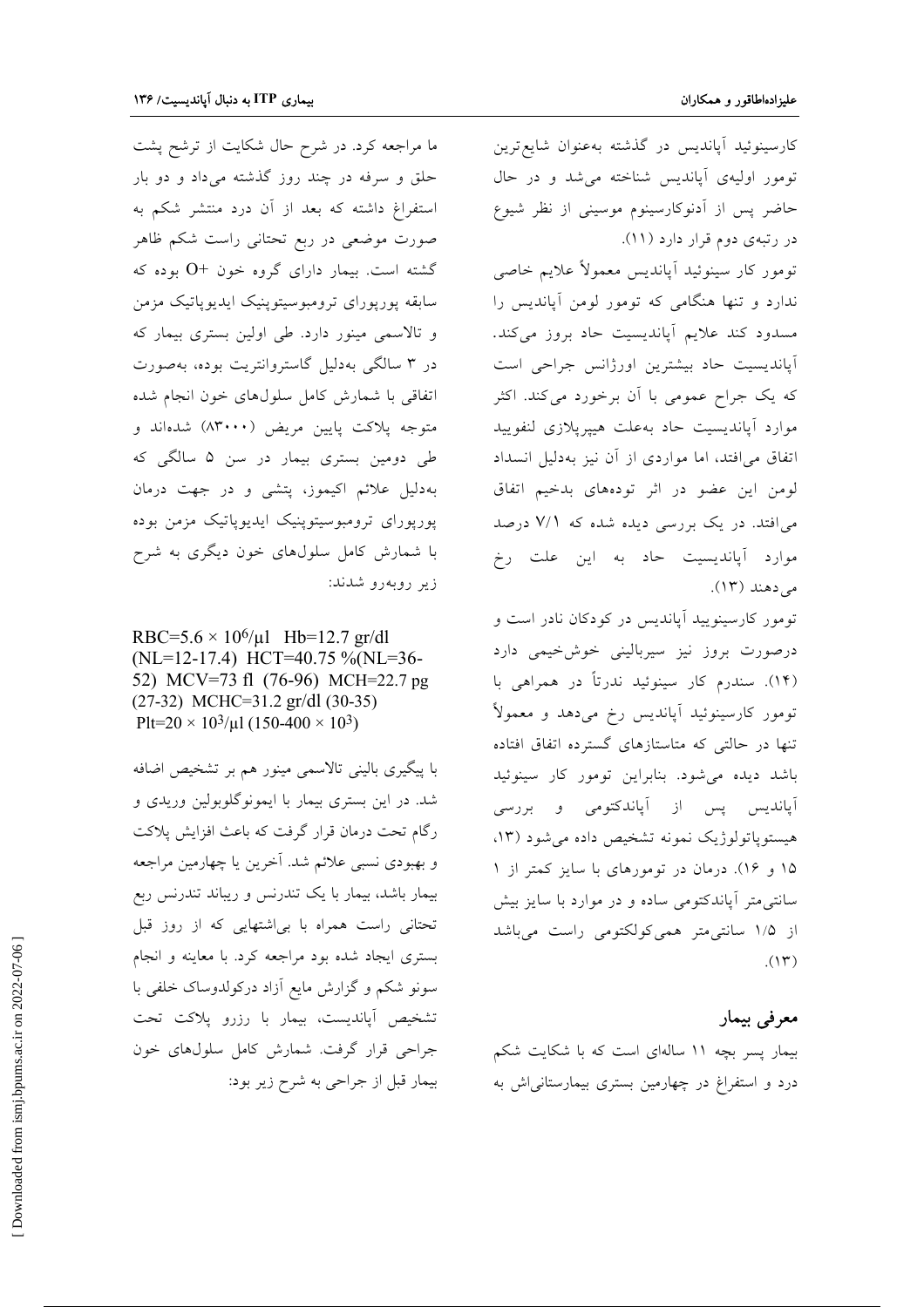کارسینوئید آپاندیس در گذشته به‌عنوان شایع‌ترین تومور اولیه‌ی آپاندیس شناخته می‌شد و در حال حاضر پس از آدنوکارسینوم موسینی از نظر شیوع در رتبه‌ی دوم قرار دارد (۱۱).

تومور کار سینوئید آپاندیس معمولاً علایم خاصی ندارد و تنها هنگامی که تومور لومن آپاندیس را مسدود کند علایم آپاندیسیت حاد بروز می‌کند. آپاندیسیت حاد بیشترین اورژانس جراحی است که یک جراح عمومی با آن برخورد می‌کند. اکثر موارد آپاندیسیت حاد به‌علت هیپرپلازی لنفوییدی اتفاق می‌افتد، اما مواردی از آن نیز به‌دلیل انسداد لومن این عضو در اثر توده‌های بدخیم اتفاق می‌افتد. در یک بررسی دیده شده که ۷/۱ درصد موارد آپاندیسیت حاد به این علت رخ می‌دهند (۱۳).

تومور کارسینویید آپاندیس در کودکان نادر است و درصورت بروز نیز سیربالینی خوش‌خیمی دارد (۱۴). سندرم کار سینوئید ندرتاً در همراهی با تومور کارسینوئید آپاندیس رخ می‌دهد و معمولاً تنها در حالتی که متاستازهای گسترده اتفاق افتاده باشد دیده می‌شود. بنابراین تومور کار سینوئید آپاندیس پس از آپاندکتومی و بررسی هیستوپاتولوژیک نمونه تشخیص داده می‌شود (۱۳، ۱۵ و ۱۶). درمان در تومورهای با سایز کمتر از ۱ سانتی‌متر آپاندکتومی ساده و در موارد با سایز بیش از ۱/۵ سانتی‌متر همی‌کولکتومی راست می‌باشد (۱۳).

## معرفی بیمار

بیمار پسر بچه ۱۱ ساله‌ای است که با شکایت شکم درد و استفراغ در چهارمین بستری بیمارستانی‌اش به ما مراجعه کرد. در شرح حال شکایت از ترشح پشت حلق و سرفه در چند روز گذشته می‌داد و دو بار استفراغ داشته که بعد از آن درد منتشر شکم به صورت موضعی در ربع تحتانی راست شکم ظاهر گشته است. بیمار دارای گروه خون +O بوده که سابقه پورپورای ترومبوسیتوپنیک ایدیوپاتیک مزمن و تالاسمی مینور دارد. طی اولین بستری بیمار که در ۳ سالگی به‌دلیل گاستروانتریت بوده، به‌صورت اتفاقی با شمارش کامل سلول‌های خون انجام شده متوجه پلاکت پایین مریض (۸۳۰۰۰) شده‌اند و طی دومین بستری بیمار در سن ۵ سالگی که به‌دلیل علائم اکیموز، پتشی و در جهت درمان پورپورای ترومبوسیتوپنیک ایدیوپاتیک مزمن بوده با شمارش کامل سلول‌های خون دیگری به شرح زیر روبه‌رو شدند:

RBC=$5.6 \times 10^6$/µl Hb=12.7 gr/dl (NL=12-17.4) HCT=40.75 %(NL=36-52) MCV=73 fl (76-96) MCH=22.7 pg (27-32) MCHC=31.2 gr/dl (30-35) Plt=$20 \times 10^3$/µl ($150$-$400 \times 10^3$)

با پیگیری بالینی تالاسمی مینور هم بر تشخیص اضافه شد. در این بستری بیمار با ایمونوگلوبولین وریدی و رگام تحت درمان قرار گرفت که باعث افزایش پلاکت و بهبودی نسبی علائم شد. آخرین یا چهارمین مراجعه بیمار باشد، بیمار با یک تندرنس و ریباند تندرنس ربع تحتانی راست همراه با بی‌اشتهایی که از روز قبل بستری ایجاد شده بود مراجعه کرد. با معاینه و انجام سونو شکم و گزارش مایع آزاد درکولدوساک خلفی با تشخیص آپاندیست، بیمار با رزرو پلاکت تحت جراحی قرار گرفت. شمارش کامل سلول‌های خون بیمار قبل از جراحی به شرح زیر بود: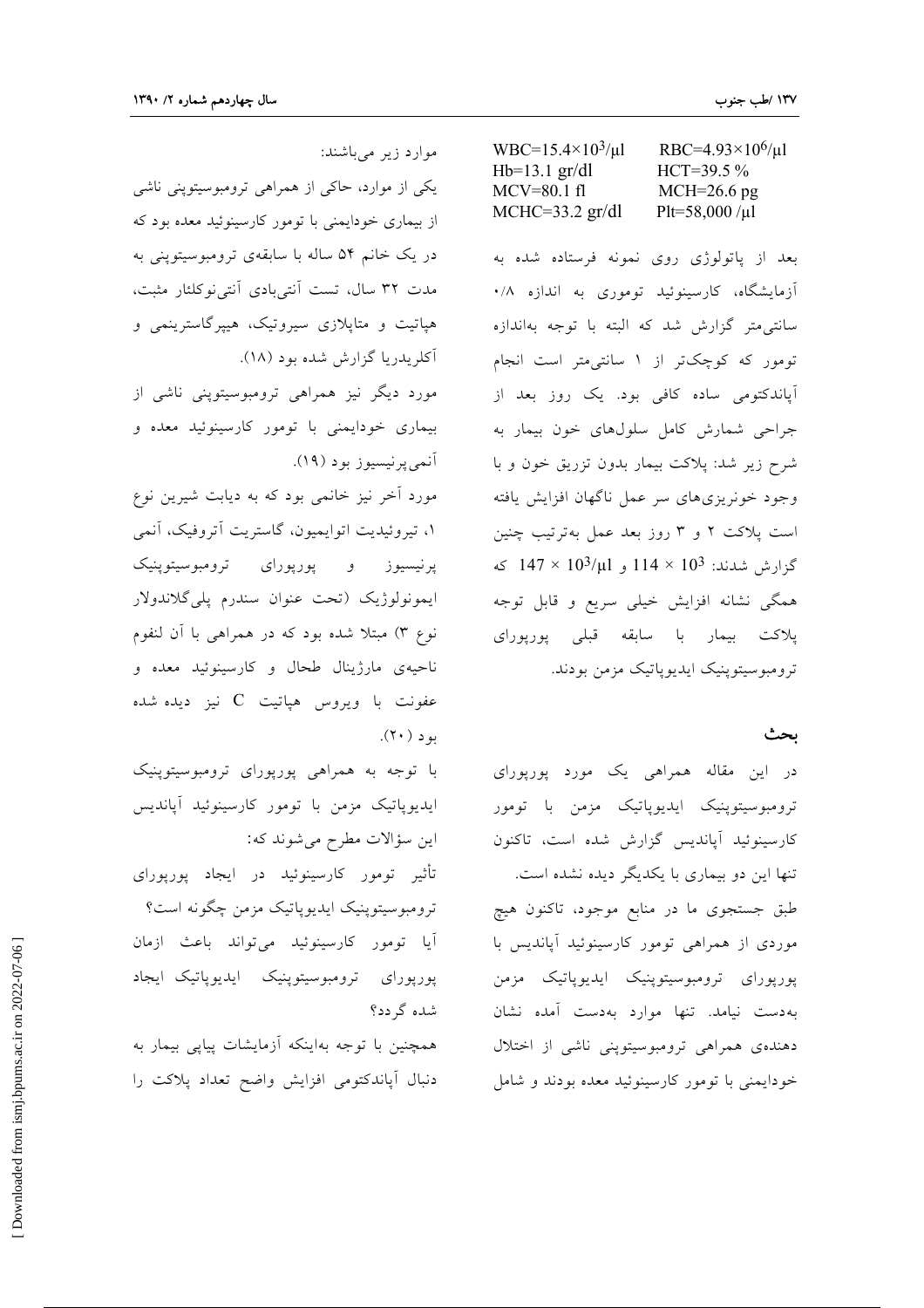| | |
|---|---|
| $WBC=15.4\times10^3/\mu l$ | $RBC=4.93\times10^6/\mu l$ |
| $Hb=13.1$ gr/dl | $HCT=39.5$ % |
| $MCV=80.1$ fl | $MCH=26.6$ pg |
| $MCHC=33.2$ gr/dl | $Plt=58,000$ /µl |

بعد از پاتولوژی روی نمونه فرستاده شده به آزمایشگاه، کارسینوئید توموری به اندازه ۰/۸ سانتی‌متر گزارش شد که البته با توجه به‌اندازه تومور که کوچک‌تر از ۱ سانتی‌متر است انجام آپاندکتومی ساده کافی بود. یک روز بعد از جراحی شمارش کامل سلول‌های خون بیمار به شرح زیر شد: پلاکت بیمار بدون تزریق خون و با وجود خونریزی‌های سر عمل ناگهان افزایش یافته است پلاکت ۲ و ۳ روز بعد عمل به‌ترتیب چنین گزارش شدند: $10^3 \times 114$ و $10^3/\mu l \times 147$ که همگی نشانه افزایش خیلی سریع و قابل توجه پلاکت بیمار با سابقه قبلی پورپورای ترومبوسیتوپنیک ایدیوپاتیک مزمن بودند.

## بحث

در این مقاله همراهی یک مورد پورپورای ترومبوسیتوپنیک ایدیوپاتیک مزمن با تومور کارسینوئید آپاندیس گزارش شده است، تاکنون تنها این دو بیماری با یکدیگر دیده نشده است.

طبق جستجوی ما در منابع موجود، تاکنون هیچ موردی از همراهی تومور کارسینوئید آپاندیس با پورپورای ترومبوسیتوپنیک ایدیوپاتیک مزمن به‌دست نیامد. تنها موارد به‌دست آمده نشان دهنده‌ی همراهی ترومبوسیتوپنی ناشی از اختلال خودایمنی با تومور کارسینوئید معده بودند و شامل موارد زیر می‌باشند:

یکی از موارد، حاکی از همراهی ترومبوسیتوپنی ناشی از بیماری خودایمنی با تومور کارسینوئید معده بود که در یک خانم ۵۴ ساله با سابقه‌ی ترومبوسیتوپنی به مدت ۳۲ سال، تست آنتی‌بادی آنتی‌نوکلئار مثبت، هپاتیت و متاپلازی سیروتیک، هیپرگاسترینمی و آکلریدریا گزارش شده بود (۱۸).

مورد دیگر نیز همراهی ترومبوسیتوپنی ناشی از بیماری خودایمنی با تومور کارسینوئید معده و آنمی‌پرنیسیوز بود (۱۹).

مورد آخر نیز خانمی بود که به دیابت شیرین نوع ۱، تیروئیدیت اتوایمیون، گاستریت آتروفیک، آنمی پرنیسیوز و پورپورای ترومبوسیتوپنیک ایمونولوژیک (تحت عنوان سندرم پلی‌گلاندولار نوع ۳) مبتلا شده بود که در همراهی با آن لنفوم ناحیه‌ی مارژینال طحال و کارسینوئید معده و عفونت با ویروس هپاتیت C نیز دیده شده بود (۲۰).

با توجه به همراهی پورپورای ترومبوسیتوپنیک ایدیوپاتیک مزمن با تومور کارسینوئید آپاندیس این سؤالات مطرح می‌شوند که:

تأثیر تومور کارسینوئید در ایجاد پورپورای ترومبوسیتوپنیک ایدیوپاتیک مزمن چگونه است؟

آیا تومور کارسینوئید می‌تواند باعث ازمان پورپورای ترومبوسیتوپنیک ایدیوپاتیک ایجاد شده گردد؟

همچنین با توجه به‌اینکه آزمایشات پیاپی بیمار به دنبال آپاندکتومی افزایش واضح تعداد پلاکت را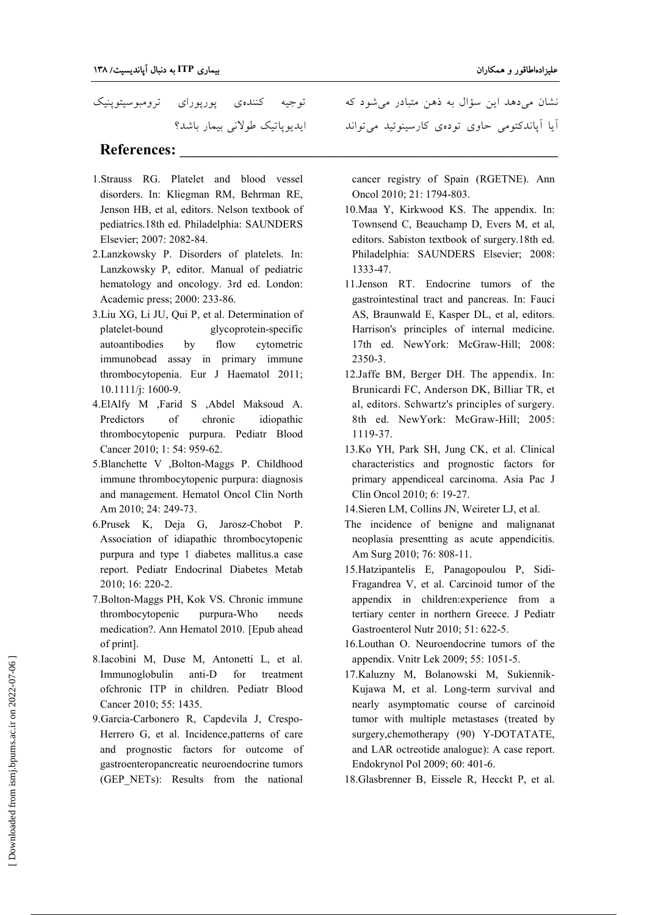نشان می‌دهد این سؤال به ذهن متبادر می‌شود که آیا آپاندکتومی حاوی توده‌ی کارسینوئید می‌تواند توجیه کننده‌ی پورپورای ترومبوسیتوپنیک ایدیوپاتیک طولانی بیمار باشد؟

## References:

1. Strauss RG. Platelet and blood vessel disorders. In: Kliegman RM, Behrman RE, Jenson HB, et al, editors. Nelson textbook of pediatrics.18th ed. Philadelphia: SAUNDERS Elsevier; 2007: 2082-84.
2. Lanzkowsky P. Disorders of platelets. In: Lanzkowsky P, editor. Manual of pediatric hematology and oncology. 3rd ed. London: Academic press; 2000: 233-86.
3. Liu XG, Li JU, Qui P, et al. Determination of platelet-bound glycoprotein-specific autoantibodies by flow cytometric immunobead assay in primary immune thrombocytopenia. Eur J Haematol 2011; 10.1111/j: 1600-9.
4. ElAlfy M ,Farid S ,Abdel Maksoud A. Predictors of chronic idiopathic thrombocytopenic purpura. Pediatr Blood Cancer 2010; 1: 54: 959-62.
5. Blanchette V ,Bolton-Maggs P. Childhood immune thrombocytopenic purpura: diagnosis and management. Hematol Oncol Clin North Am 2010; 24: 249-73.
6. Prusek K, Deja G, Jarosz-Chobot P. Association of idiapathic thrombocytopenic purpura and type 1 diabetes mallitus.a case report. Pediatr Endocrinal Diabetes Metab 2010; 16: 220-2.
7. Bolton-Maggs PH, Kok VS. Chronic immune thrombocytopenic purpura-Who needs medication?. Ann Hematol 2010. [Epub ahead of print].
8. Iacobini M, Duse M, Antonetti L, et al. Immunoglobulin anti-D for treatment ofchronic ITP in children. Pediatr Blood Cancer 2010; 55: 1435.
9. Garcia-Carbonero R, Capdevila J, Crespo-Herrero G, et al. Incidence,patterns of care and prognostic factors for outcome of gastroenteropancreatic neuroendocrine tumors (GEP_NETs): Results from the national cancer registry of Spain (RGETNE). Ann Oncol 2010; 21: 1794-803.
10. Maa Y, Kirkwood KS. The appendix. In: Townsend C, Beauchamp D, Evers M, et al, editors. Sabiston textbook of surgery.18th ed. Philadelphia: SAUNDERS Elsevier; 2008: 1333-47.
11. Jenson RT. Endocrine tumors of the gastrointestinal tract and pancreas. In: Fauci AS, Braunwald E, Kasper DL, et al, editors. Harrison's principles of internal medicine. 17th ed. NewYork: McGraw-Hill; 2008: 2350-3.
12. Jaffe BM, Berger DH. The appendix. In: Brunicardi FC, Anderson DK, Billiar TR, et al, editors. Schwartz's principles of surgery. 8th ed. NewYork: McGraw-Hill; 2005: 1119-37.
13. Ko YH, Park SH, Jung CK, et al. Clinical characteristics and prognostic factors for primary appendiceal carcinoma. Asia Pac J Clin Oncol 2010; 6: 19-27.
14. Sieren LM, Collins JN, Weireter LJ, et al. The incidence of benigne and malignanat neoplasia presentting as acute appendicitis. Am Surg 2010; 76: 808-11.
15. Hatzipantelis E, Panagopoulou P, Sidi-Fragandrea V, et al. Carcinoid tumor of the appendix in children:experience from a tertiary center in northern Greece. J Pediatr Gastroenterol Nutr 2010; 51: 622-5.
16. Louthan O. Neuroendocrine tumors of the appendix. Vnitr Lek 2009; 55: 1051-5.
17. Kaluzny M, Bolanowski M, Sukiennik-Kujawa M, et al. Long-term survival and nearly asymptomatic course of carcinoid tumor with multiple metastases (treated by surgery,chemotherapy (90) Y-DOTATATE, and LAR octreotide analogue): A case report. Endokrynol Pol 2009; 60: 401-6.
18. Glasbrenner B, Eissele R, Hecckt P, et al.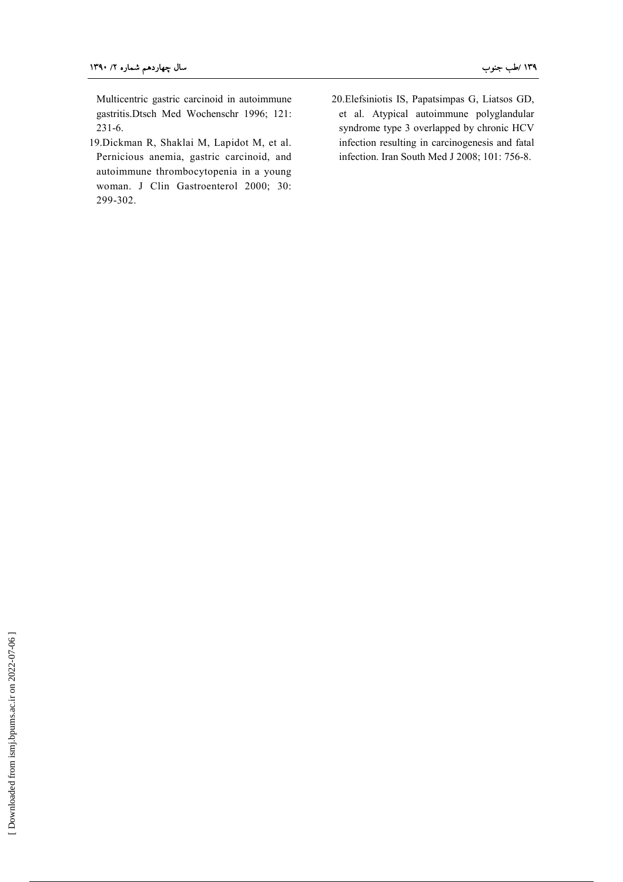Multicentric gastric carcinoid in autoimmune gastritis.Dtsch Med Wochenschr 1996; 121: 231-6.

19. Dickman R, Shaklai M, Lapidot M, et al. Pernicious anemia, gastric carcinoid, and autoimmune thrombocytopenia in a young woman. J Clin Gastroenterol 2000; 30: 299-302.

20. Elefsiniotis IS, Papatsimpas G, Liatsos GD, et al. Atypical autoimmune polyglandular syndrome type 3 overlapped by chronic HCV infection resulting in carcinogenesis and fatal infection. Iran South Med J 2008; 101: 756-8.